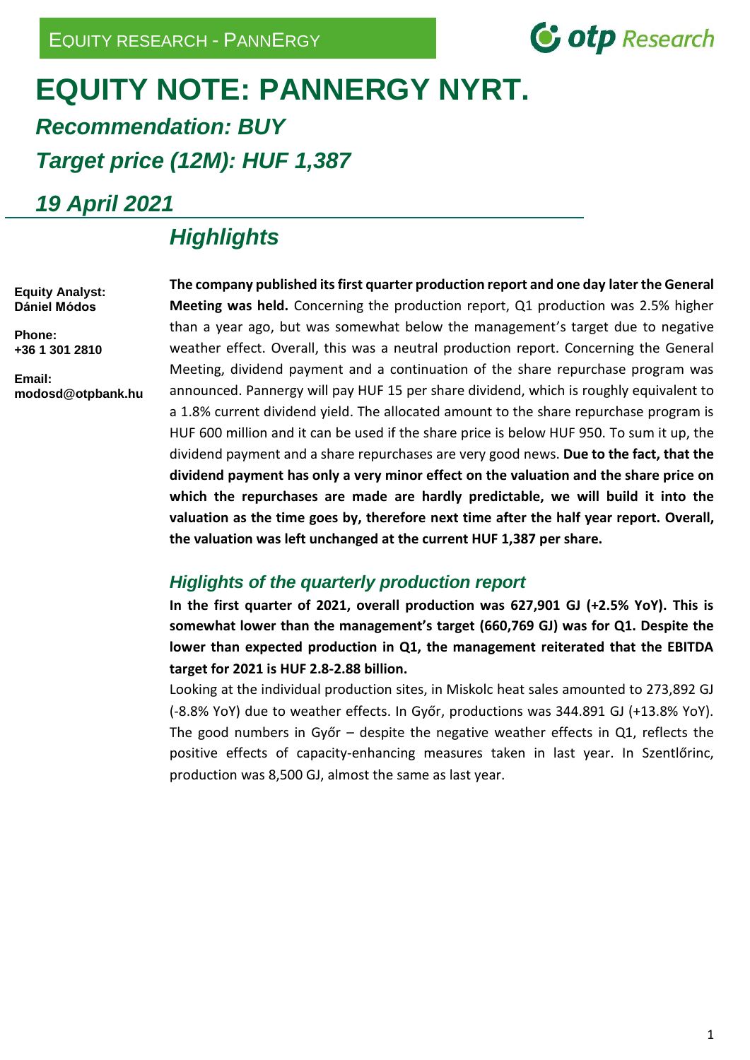EQUITY RESEARCH - PANNERGY

# EQUITY NOTE: PANNERGY NYRT.

## *Recommendation: BUY*

## *Target price (12M): HUF 1,387*

## *19 April 2021*

**Equity Analyst:**
**Dániel Módos**

**Phone:**
**+36 1 301 2810**

**Email:**
**modosd@otpbank.hu**

## *Highlights*

**The company published its first quarter production report and one day later the General Meeting was held.** Concerning the production report, Q1 production was 2.5% higher than a year ago, but was somewhat below the management's target due to negative weather effect. Overall, this was a neutral production report. Concerning the General Meeting, dividend payment and a continuation of the share repurchase program was announced. Pannergy will pay HUF 15 per share dividend, which is roughly equivalent to a 1.8% current dividend yield. The allocated amount to the share repurchase program is HUF 600 million and it can be used if the share price is below HUF 950. To sum it up, the dividend payment and a share repurchases are very good news. **Due to the fact, that the dividend payment has only a very minor effect on the valuation and the share price on which the repurchases are made are hardly predictable, we will build it into the valuation as the time goes by, therefore next time after the half year report. Overall, the valuation was left unchanged at the current HUF 1,387 per share.**

### *Higlights of the quarterly production report*

**In the first quarter of 2021, overall production was 627,901 GJ (+2.5% YoY). This is somewhat lower than the management's target (660,769 GJ) was for Q1. Despite the lower than expected production in Q1, the management reiterated that the EBITDA target for 2021 is HUF 2.8-2.88 billion.**

Looking at the individual production sites, in Miskolc heat sales amounted to 273,892 GJ (-8.8% YoY) due to weather effects. In Győr, productions was 344.891 GJ (+13.8% YoY). The good numbers in Győr – despite the negative weather effects in Q1, reflects the positive effects of capacity-enhancing measures taken in last year. In Szentlőrinc, production was 8,500 GJ, almost the same as last year.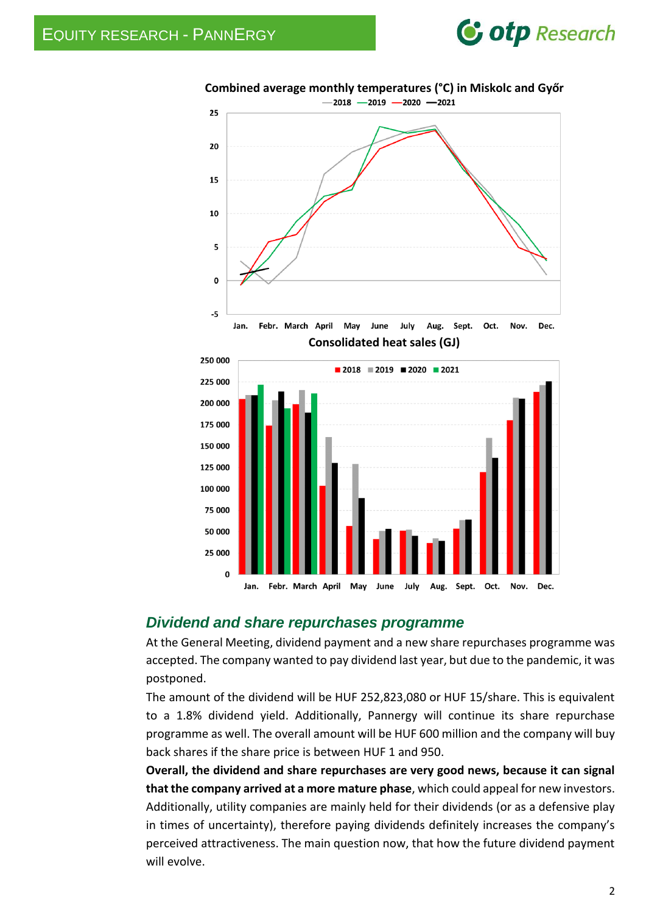**Combined average monthly temperatures (°C) in Miskolc and Győr**

**Consolidated heat sales (GJ)**

## *Dividend and share repurchases programme*

At the General Meeting, dividend payment and a new share repurchases programme was accepted. The company wanted to pay dividend last year, but due to the pandemic, it was postponed.

The amount of the dividend will be HUF 252,823,080 or HUF 15/share. This is equivalent to a 1.8% dividend yield. Additionally, Pannergy will continue its share repurchase programme as well. The overall amount will be HUF 600 million and the company will buy back shares if the share price is between HUF 1 and 950.

**Overall, the dividend and share repurchases are very good news, because it can signal that the company arrived at a more mature phase**, which could appeal for new investors. Additionally, utility companies are mainly held for their dividends (or as a defensive play in times of uncertainty), therefore paying dividends definitely increases the company's perceived attractiveness. The main question now, that how the future dividend payment will evolve.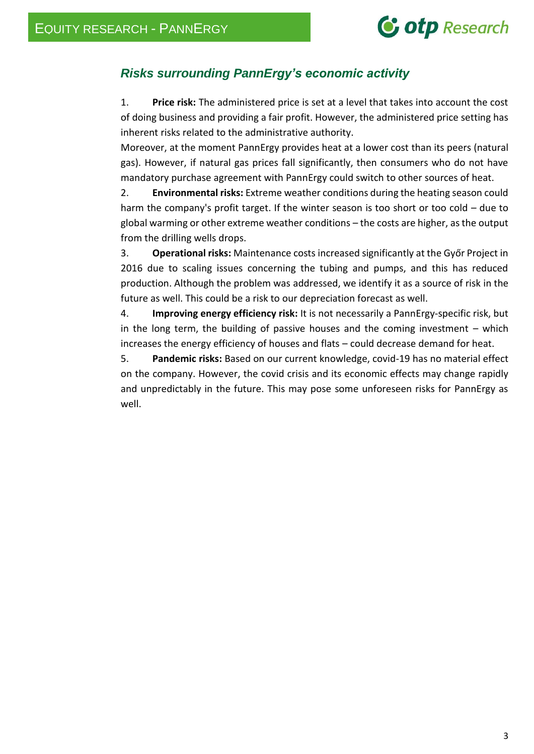## *Risks surrounding PannErgy's economic activity*

1. **Price risk:** The administered price is set at a level that takes into account the cost of doing business and providing a fair profit. However, the administered price setting has inherent risks related to the administrative authority.

   Moreover, at the moment PannErgy provides heat at a lower cost than its peers (natural gas). However, if natural gas prices fall significantly, then consumers who do not have mandatory purchase agreement with PannErgy could switch to other sources of heat.

2. **Environmental risks:** Extreme weather conditions during the heating season could harm the company's profit target. If the winter season is too short or too cold – due to global warming or other extreme weather conditions – the costs are higher, as the output from the drilling wells drops.

3. **Operational risks:** Maintenance costs increased significantly at the Győr Project in 2016 due to scaling issues concerning the tubing and pumps, and this has reduced production. Although the problem was addressed, we identify it as a source of risk in the future as well. This could be a risk to our depreciation forecast as well.

4. **Improving energy efficiency risk:** It is not necessarily a PannErgy-specific risk, but in the long term, the building of passive houses and the coming investment – which increases the energy efficiency of houses and flats – could decrease demand for heat.

5. **Pandemic risks:** Based on our current knowledge, covid-19 has no material effect on the company. However, the covid crisis and its economic effects may change rapidly and unpredictably in the future. This may pose some unforeseen risks for PannErgy as well.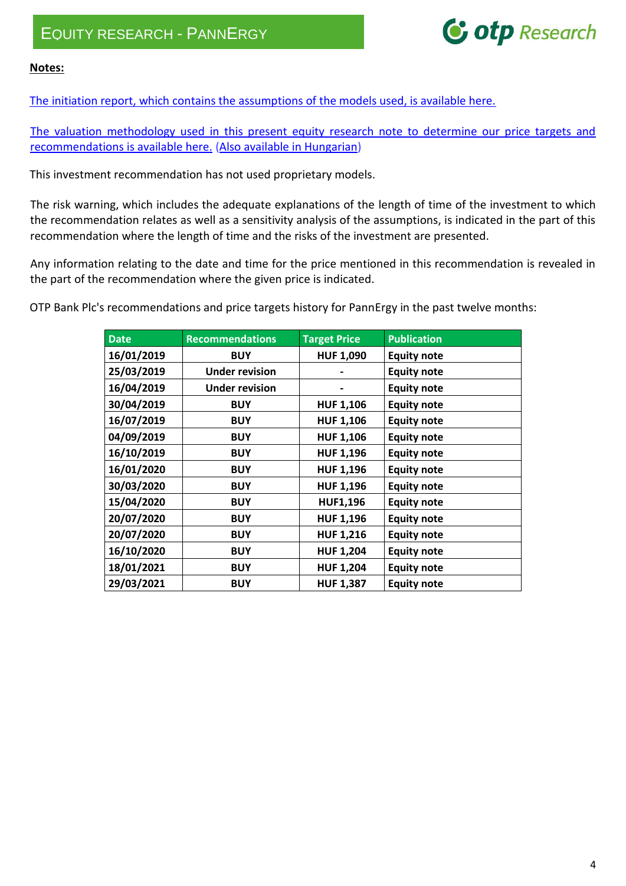**Notes:**

The initiation report, which contains the assumptions of the models used, is available here.

The valuation methodology used in this present equity research note to determine our price targets and recommendations is available here. (Also available in Hungarian)

This investment recommendation has not used proprietary models.

The risk warning, which includes the adequate explanations of the length of time of the investment to which the recommendation relates as well as a sensitivity analysis of the assumptions, is indicated in the part of this recommendation where the length of time and the risks of the investment are presented.

Any information relating to the date and time for the price mentioned in this recommendation is revealed in the part of the recommendation where the given price is indicated.

OTP Bank Plc's recommendations and price targets history for PannErgy in the past twelve months:

| Date | Recommendations | Target Price | Publication |
|---|---|---|---|
| 16/01/2019 | BUY | HUF 1,090 | Equity note |
| 25/03/2019 | Under revision | - | Equity note |
| 16/04/2019 | Under revision | - | Equity note |
| 30/04/2019 | BUY | HUF 1,106 | Equity note |
| 16/07/2019 | BUY | HUF 1,106 | Equity note |
| 04/09/2019 | BUY | HUF 1,106 | Equity note |
| 16/10/2019 | BUY | HUF 1,196 | Equity note |
| 16/01/2020 | BUY | HUF 1,196 | Equity note |
| 30/03/2020 | BUY | HUF 1,196 | Equity note |
| 15/04/2020 | BUY | HUF1,196 | Equity note |
| 20/07/2020 | BUY | HUF 1,196 | Equity note |
| 20/07/2020 | BUY | HUF 1,216 | Equity note |
| 16/10/2020 | BUY | HUF 1,204 | Equity note |
| 18/01/2021 | BUY | HUF 1,204 | Equity note |
| 29/03/2021 | BUY | HUF 1,387 | Equity note |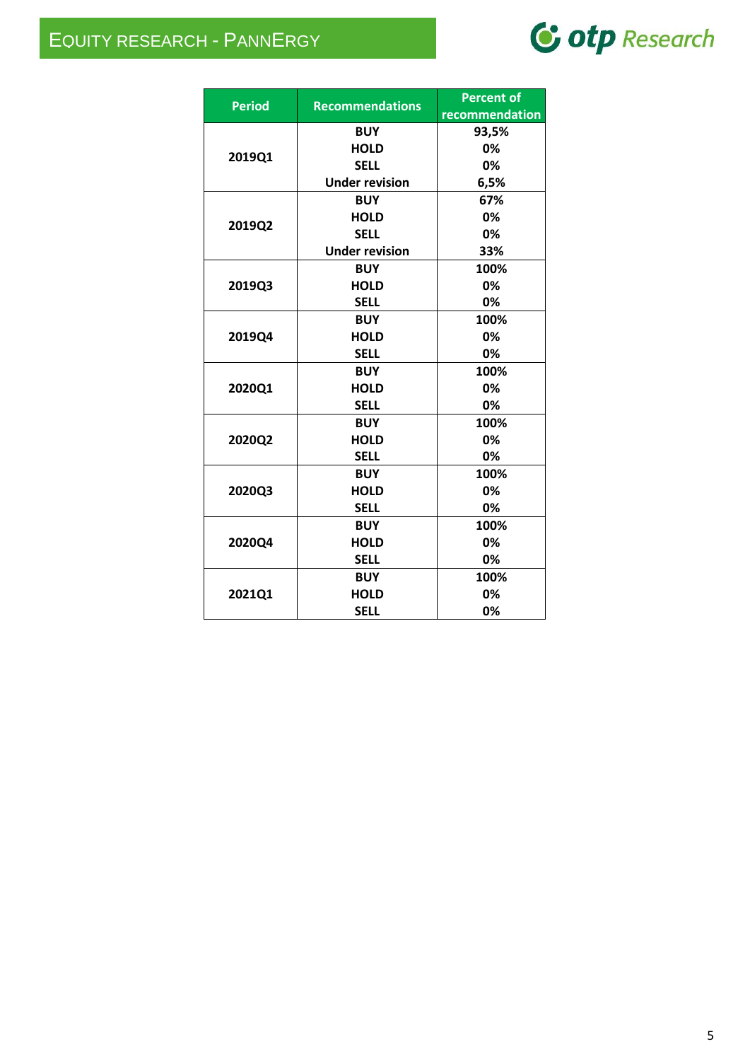| Period | Recommendations | Percent of recommendation |
|---|---|---|
| 2019Q1 | BUY | 93,5% |
| | HOLD | 0% |
| | SELL | 0% |
| | Under revision | 6,5% |
| 2019Q2 | BUY | 67% |
| | HOLD | 0% |
| | SELL | 0% |
| | Under revision | 33% |
| 2019Q3 | BUY | 100% |
| | HOLD | 0% |
| | SELL | 0% |
| 2019Q4 | BUY | 100% |
| | HOLD | 0% |
| | SELL | 0% |
| 2020Q1 | BUY | 100% |
| | HOLD | 0% |
| | SELL | 0% |
| 2020Q2 | BUY | 100% |
| | HOLD | 0% |
| | SELL | 0% |
| 2020Q3 | BUY | 100% |
| | HOLD | 0% |
| | SELL | 0% |
| 2020Q4 | BUY | 100% |
| | HOLD | 0% |
| | SELL | 0% |
| 2021Q1 | BUY | 100% |
| | HOLD | 0% |
| | SELL | 0% |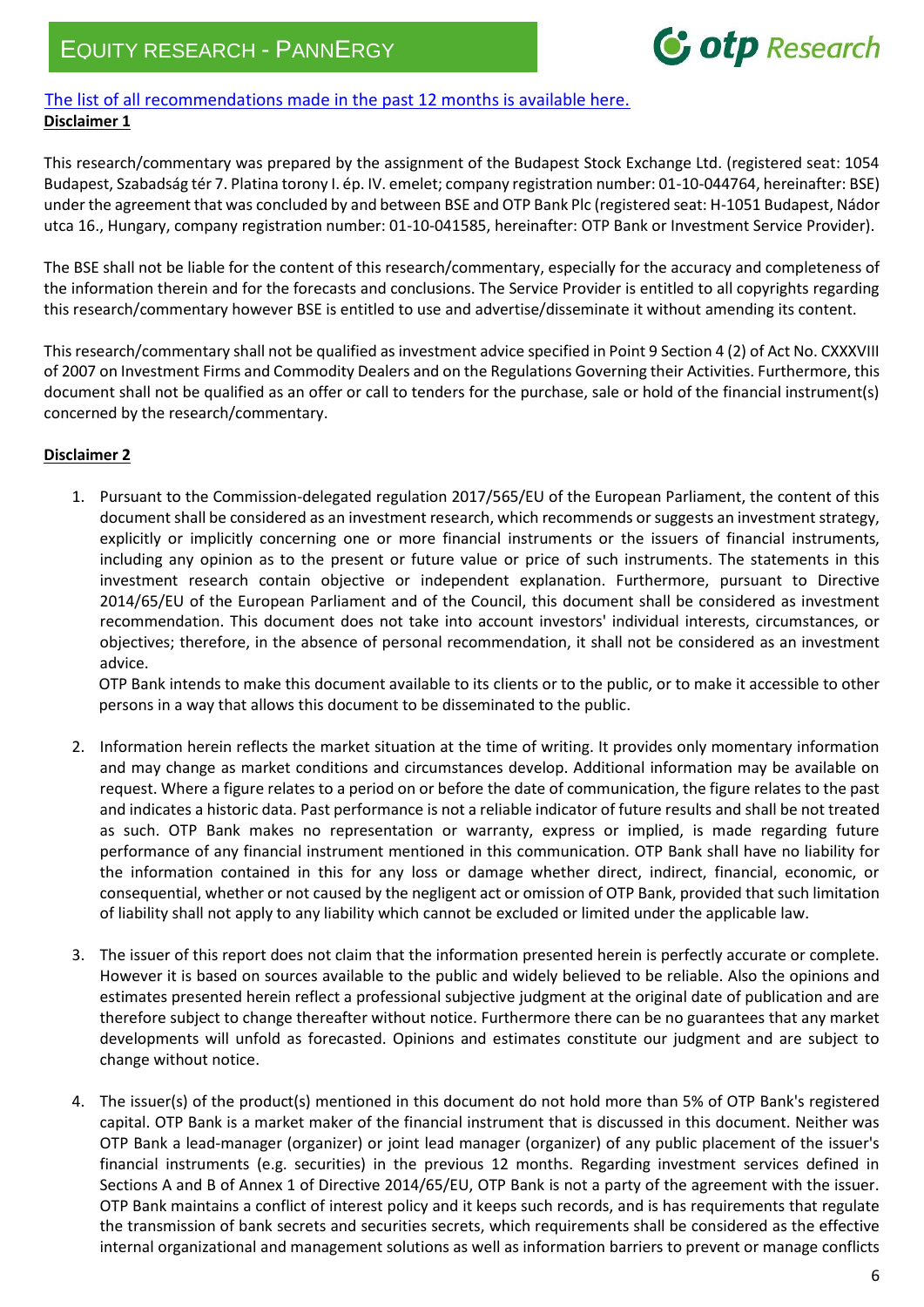[The list of all recommendations made in the past 12 months is available here.](#)

**Disclaimer 1**

This research/commentary was prepared by the assignment of the Budapest Stock Exchange Ltd. (registered seat: 1054 Budapest, Szabadság tér 7. Platina torony I. ép. IV. emelet; company registration number: 01-10-044764, hereinafter: BSE) under the agreement that was concluded by and between BSE and OTP Bank Plc (registered seat: H-1051 Budapest, Nádor utca 16., Hungary, company registration number: 01-10-041585, hereinafter: OTP Bank or Investment Service Provider).

The BSE shall not be liable for the content of this research/commentary, especially for the accuracy and completeness of the information therein and for the forecasts and conclusions. The Service Provider is entitled to all copyrights regarding this research/commentary however BSE is entitled to use and advertise/disseminate it without amending its content.

This research/commentary shall not be qualified as investment advice specified in Point 9 Section 4 (2) of Act No. CXXXVIII of 2007 on Investment Firms and Commodity Dealers and on the Regulations Governing their Activities. Furthermore, this document shall not be qualified as an offer or call to tenders for the purchase, sale or hold of the financial instrument(s) concerned by the research/commentary.

**Disclaimer 2**

1. Pursuant to the Commission-delegated regulation 2017/565/EU of the European Parliament, the content of this document shall be considered as an investment research, which recommends or suggests an investment strategy, explicitly or implicitly concerning one or more financial instruments or the issuers of financial instruments, including any opinion as to the present or future value or price of such instruments. The statements in this investment research contain objective or independent explanation. Furthermore, pursuant to Directive 2014/65/EU of the European Parliament and of the Council, this document shall be considered as investment recommendation. This document does not take into account investors' individual interests, circumstances, or objectives; therefore, in the absence of personal recommendation, it shall not be considered as an investment advice.
   OTP Bank intends to make this document available to its clients or to the public, or to make it accessible to other persons in a way that allows this document to be disseminated to the public.

2. Information herein reflects the market situation at the time of writing. It provides only momentary information and may change as market conditions and circumstances develop. Additional information may be available on request. Where a figure relates to a period on or before the date of communication, the figure relates to the past and indicates a historic data. Past performance is not a reliable indicator of future results and shall be not treated as such. OTP Bank makes no representation or warranty, express or implied, is made regarding future performance of any financial instrument mentioned in this communication. OTP Bank shall have no liability for the information contained in this for any loss or damage whether direct, indirect, financial, economic, or consequential, whether or not caused by the negligent act or omission of OTP Bank, provided that such limitation of liability shall not apply to any liability which cannot be excluded or limited under the applicable law.

3. The issuer of this report does not claim that the information presented herein is perfectly accurate or complete. However it is based on sources available to the public and widely believed to be reliable. Also the opinions and estimates presented herein reflect a professional subjective judgment at the original date of publication and are therefore subject to change thereafter without notice. Furthermore there can be no guarantees that any market developments will unfold as forecasted. Opinions and estimates constitute our judgment and are subject to change without notice.

4. The issuer(s) of the product(s) mentioned in this document do not hold more than 5% of OTP Bank's registered capital. OTP Bank is a market maker of the financial instrument that is discussed in this document. Neither was OTP Bank a lead-manager (organizer) or joint lead manager (organizer) of any public placement of the issuer's financial instruments (e.g. securities) in the previous 12 months. Regarding investment services defined in Sections A and B of Annex 1 of Directive 2014/65/EU, OTP Bank is not a party of the agreement with the issuer. OTP Bank maintains a conflict of interest policy and it keeps such records, and is has requirements that regulate the transmission of bank secrets and securities secrets, which requirements shall be considered as the effective internal organizational and management solutions as well as information barriers to prevent or manage conflicts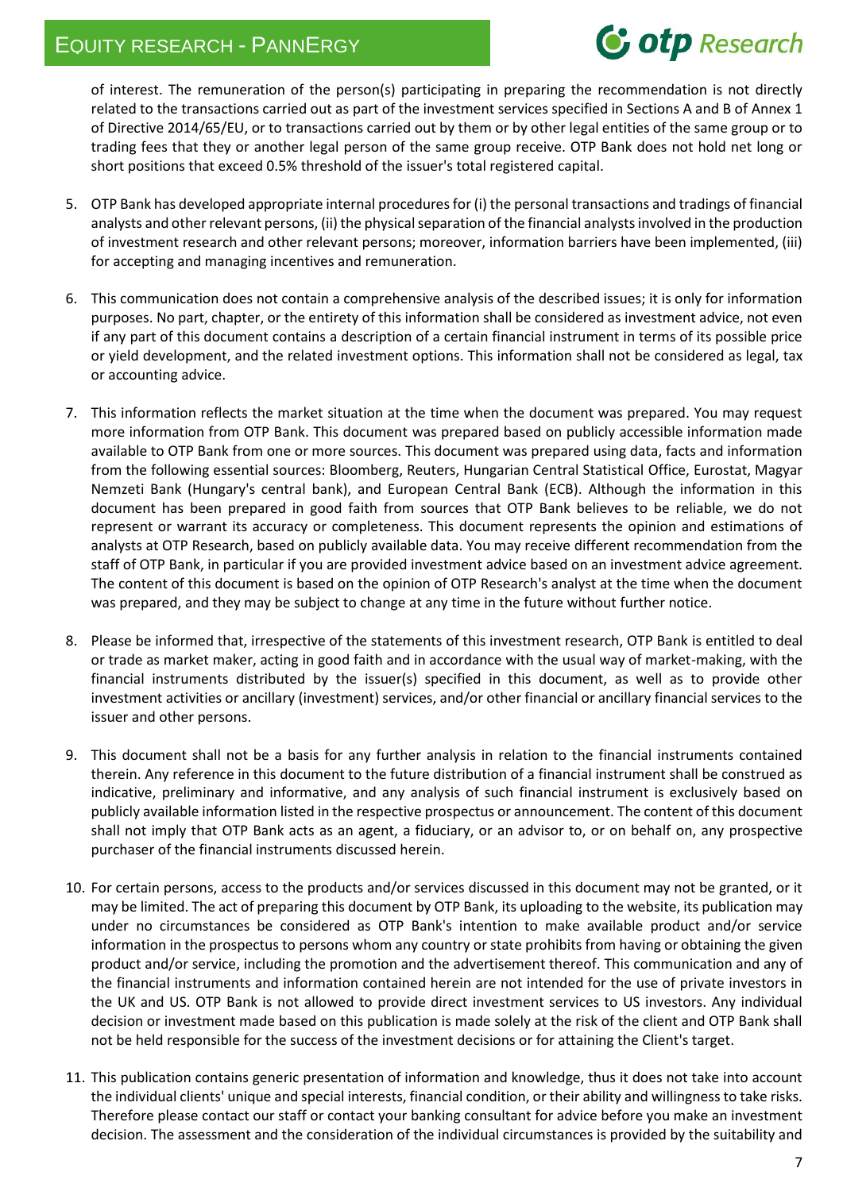of interest. The remuneration of the person(s) participating in preparing the recommendation is not directly related to the transactions carried out as part of the investment services specified in Sections A and B of Annex 1 of Directive 2014/65/EU, or to transactions carried out by them or by other legal entities of the same group or to trading fees that they or another legal person of the same group receive. OTP Bank does not hold net long or short positions that exceed 0.5% threshold of the issuer's total registered capital.

5. OTP Bank has developed appropriate internal procedures for (i) the personal transactions and tradings of financial analysts and other relevant persons, (ii) the physical separation of the financial analysts involved in the production of investment research and other relevant persons; moreover, information barriers have been implemented, (iii) for accepting and managing incentives and remuneration.

6. This communication does not contain a comprehensive analysis of the described issues; it is only for information purposes. No part, chapter, or the entirety of this information shall be considered as investment advice, not even if any part of this document contains a description of a certain financial instrument in terms of its possible price or yield development, and the related investment options. This information shall not be considered as legal, tax or accounting advice.

7. This information reflects the market situation at the time when the document was prepared. You may request more information from OTP Bank. This document was prepared based on publicly accessible information made available to OTP Bank from one or more sources. This document was prepared using data, facts and information from the following essential sources: Bloomberg, Reuters, Hungarian Central Statistical Office, Eurostat, Magyar Nemzeti Bank (Hungary's central bank), and European Central Bank (ECB). Although the information in this document has been prepared in good faith from sources that OTP Bank believes to be reliable, we do not represent or warrant its accuracy or completeness. This document represents the opinion and estimations of analysts at OTP Research, based on publicly available data. You may receive different recommendation from the staff of OTP Bank, in particular if you are provided investment advice based on an investment advice agreement. The content of this document is based on the opinion of OTP Research's analyst at the time when the document was prepared, and they may be subject to change at any time in the future without further notice.

8. Please be informed that, irrespective of the statements of this investment research, OTP Bank is entitled to deal or trade as market maker, acting in good faith and in accordance with the usual way of market-making, with the financial instruments distributed by the issuer(s) specified in this document, as well as to provide other investment activities or ancillary (investment) services, and/or other financial or ancillary financial services to the issuer and other persons.

9. This document shall not be a basis for any further analysis in relation to the financial instruments contained therein. Any reference in this document to the future distribution of a financial instrument shall be construed as indicative, preliminary and informative, and any analysis of such financial instrument is exclusively based on publicly available information listed in the respective prospectus or announcement. The content of this document shall not imply that OTP Bank acts as an agent, a fiduciary, or an advisor to, or on behalf on, any prospective purchaser of the financial instruments discussed herein.

10. For certain persons, access to the products and/or services discussed in this document may not be granted, or it may be limited. The act of preparing this document by OTP Bank, its uploading to the website, its publication may under no circumstances be considered as OTP Bank's intention to make available product and/or service information in the prospectus to persons whom any country or state prohibits from having or obtaining the given product and/or service, including the promotion and the advertisement thereof. This communication and any of the financial instruments and information contained herein are not intended for the use of private investors in the UK and US. OTP Bank is not allowed to provide direct investment services to US investors. Any individual decision or investment made based on this publication is made solely at the risk of the client and OTP Bank shall not be held responsible for the success of the investment decisions or for attaining the Client's target.

11. This publication contains generic presentation of information and knowledge, thus it does not take into account the individual clients' unique and special interests, financial condition, or their ability and willingness to take risks. Therefore please contact our staff or contact your banking consultant for advice before you make an investment decision. The assessment and the consideration of the individual circumstances is provided by the suitability and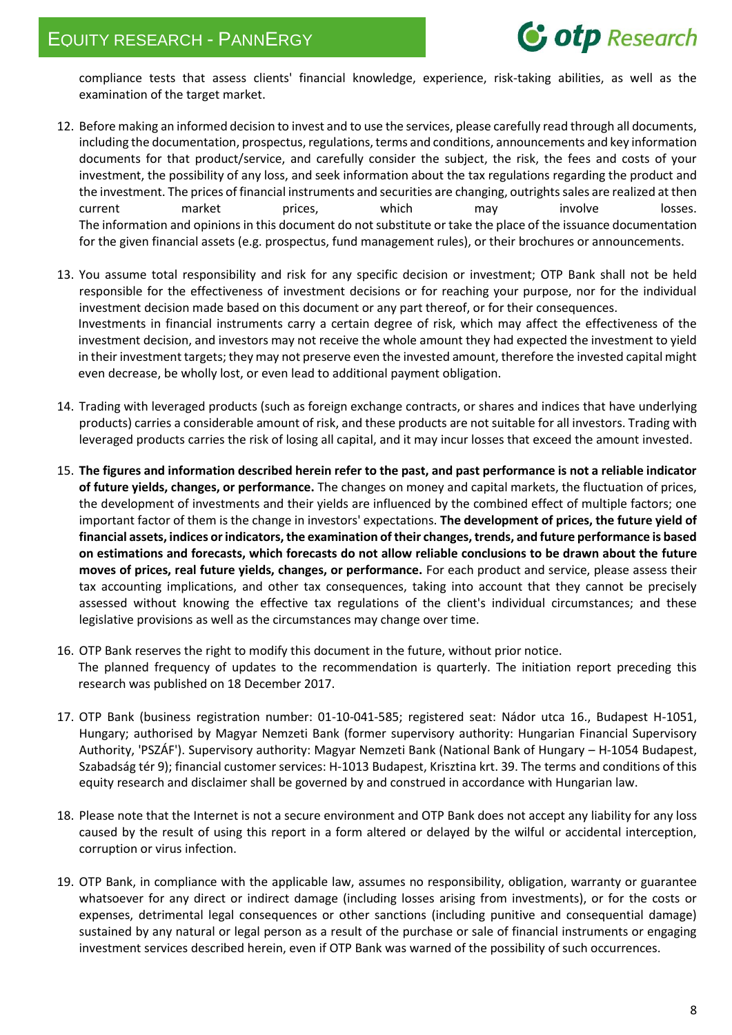compliance tests that assess clients' financial knowledge, experience, risk-taking abilities, as well as the examination of the target market.

12. Before making an informed decision to invest and to use the services, please carefully read through all documents, including the documentation, prospectus, regulations, terms and conditions, announcements and key information documents for that product/service, and carefully consider the subject, the risk, the fees and costs of your investment, the possibility of any loss, and seek information about the tax regulations regarding the product and the investment. The prices of financial instruments and securities are changing, outrights sales are realized at then current market prices, which may involve losses.
    The information and opinions in this document do not substitute or take the place of the issuance documentation for the given financial assets (e.g. prospectus, fund management rules), or their brochures or announcements.

13. You assume total responsibility and risk for any specific decision or investment; OTP Bank shall not be held responsible for the effectiveness of investment decisions or for reaching your purpose, nor for the individual investment decision made based on this document or any part thereof, or for their consequences.
    Investments in financial instruments carry a certain degree of risk, which may affect the effectiveness of the investment decision, and investors may not receive the whole amount they had expected the investment to yield in their investment targets; they may not preserve even the invested amount, therefore the invested capital might even decrease, be wholly lost, or even lead to additional payment obligation.

14. Trading with leveraged products (such as foreign exchange contracts, or shares and indices that have underlying products) carries a considerable amount of risk, and these products are not suitable for all investors. Trading with leveraged products carries the risk of losing all capital, and it may incur losses that exceed the amount invested.

15. **The figures and information described herein refer to the past, and past performance is not a reliable indicator of future yields, changes, or performance.** The changes on money and capital markets, the fluctuation of prices, the development of investments and their yields are influenced by the combined effect of multiple factors; one important factor of them is the change in investors' expectations. **The development of prices, the future yield of financial assets, indices or indicators, the examination of their changes, trends, and future performance is based on estimations and forecasts, which forecasts do not allow reliable conclusions to be drawn about the future moves of prices, real future yields, changes, or performance.** For each product and service, please assess their tax accounting implications, and other tax consequences, taking into account that they cannot be precisely assessed without knowing the effective tax regulations of the client's individual circumstances; and these legislative provisions as well as the circumstances may change over time.

16. OTP Bank reserves the right to modify this document in the future, without prior notice.
    The planned frequency of updates to the recommendation is quarterly. The initiation report preceding this research was published on 18 December 2017.

17. OTP Bank (business registration number: 01-10-041-585; registered seat: Nádor utca 16., Budapest H-1051, Hungary; authorised by Magyar Nemzeti Bank (former supervisory authority: Hungarian Financial Supervisory Authority, 'PSZÁF'). Supervisory authority: Magyar Nemzeti Bank (National Bank of Hungary – H-1054 Budapest, Szabadság tér 9); financial customer services: H-1013 Budapest, Krisztina krt. 39. The terms and conditions of this equity research and disclaimer shall be governed by and construed in accordance with Hungarian law.

18. Please note that the Internet is not a secure environment and OTP Bank does not accept any liability for any loss caused by the result of using this report in a form altered or delayed by the wilful or accidental interception, corruption or virus infection.

19. OTP Bank, in compliance with the applicable law, assumes no responsibility, obligation, warranty or guarantee whatsoever for any direct or indirect damage (including losses arising from investments), or for the costs or expenses, detrimental legal consequences or other sanctions (including punitive and consequential damage) sustained by any natural or legal person as a result of the purchase or sale of financial instruments or engaging investment services described herein, even if OTP Bank was warned of the possibility of such occurrences.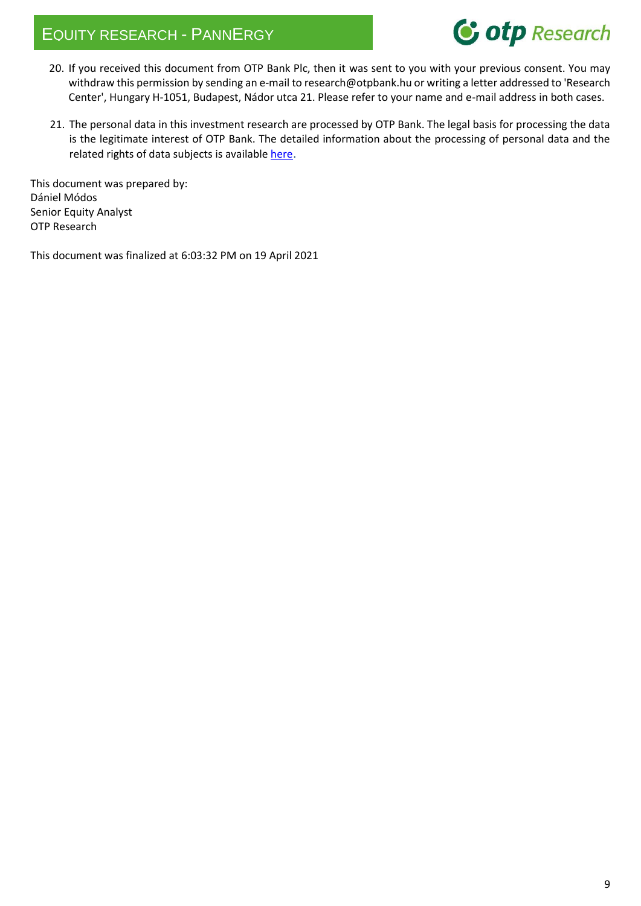20. If you received this document from OTP Bank Plc, then it was sent to you with your previous consent. You may withdraw this permission by sending an e-mail to research@otpbank.hu or writing a letter addressed to 'Research Center', Hungary H-1051, Budapest, Nádor utca 21. Please refer to your name and e-mail address in both cases.

21. The personal data in this investment research are processed by OTP Bank. The legal basis for processing the data is the legitimate interest of OTP Bank. The detailed information about the processing of personal data and the related rights of data subjects is available here.

This document was prepared by:
Dániel Módos
Senior Equity Analyst
OTP Research

This document was finalized at 6:03:32 PM on 19 April 2021